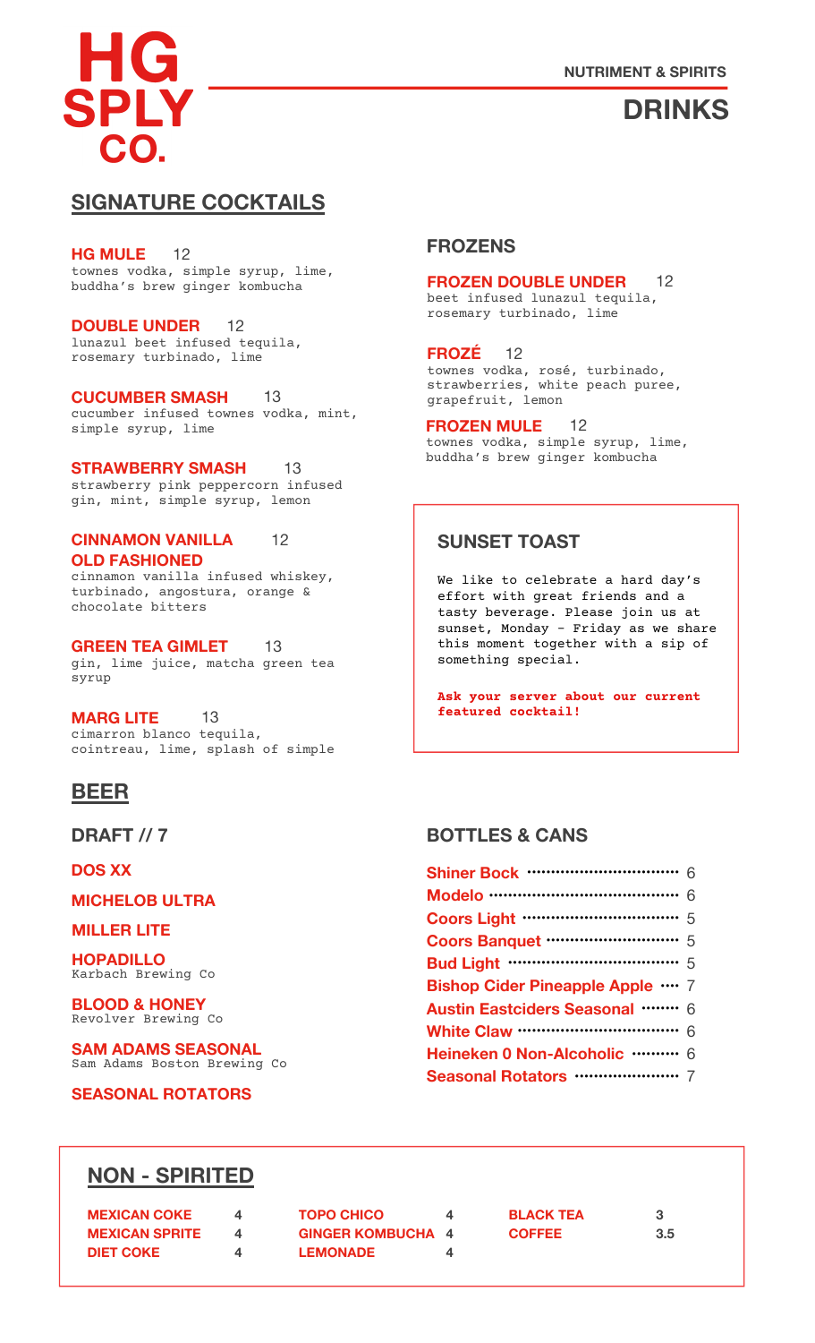# HG SPLY CO.

NUTRIMENT & SPIRITS

## DRINKS

## SIGNATURE COCKTAILS

**HG MULE** 12
townes vodka, simple syrup, lime, buddha's brew ginger kombucha

**DOUBLE UNDER** 12
lunazul beet infused tequila, rosemary turbinado, lime

**CUCUMBER SMASH** 13
cucumber infused townes vodka, mint, simple syrup, lime

**STRAWBERRY SMASH** 13
strawberry pink peppercorn infused gin, mint, simple syrup, lemon

**CINNAMON VANILLA OLD FASHIONED** 12
cinnamon vanilla infused whiskey, turbinado, angostura, orange & chocolate bitters

**GREEN TEA GIMLET** 13
gin, lime juice, matcha green tea syrup

**MARG LITE** 13
cimarron blanco tequila, cointreau, lime, splash of simple

### FROZENS

**FROZEN DOUBLE UNDER** 12
beet infused lunazul tequila, rosemary turbinado, lime

**FROZÉ** 12
townes vodka, rosé, turbinado, strawberries, white peach puree, grapefruit, lemon

**FROZEN MULE** 12
townes vodka, simple syrup, lime, buddha's brew ginger kombucha

### SUNSET TOAST

We like to celebrate a hard day's effort with great friends and a tasty beverage. Please join us at sunset, Monday - Friday as we share this moment together with a sip of something special.

**Ask your server about our current featured cocktail!**

## BEER

### DRAFT // 7

**DOS XX**

**MICHELOB ULTRA**

**MILLER LITE**

**HOPADILLO**
Karbach Brewing Co

**BLOOD & HONEY**
Revolver Brewing Co

**SAM ADAMS SEASONAL**
Sam Adams Boston Brewing Co

**SEASONAL ROTATORS**

### BOTTLES & CANS

- **Shiner Bock** ........ 6
- **Modelo** ........ 6
- **Coors Light** ........ 5
- **Coors Banquet** ........ 5
- **Bud Light** ........ 5
- **Bishop Cider Pineapple Apple** ........ 7
- **Austin Eastciders Seasonal** ........ 6
- **White Claw** ........ 6
- **Heineken 0 Non-Alcoholic** ........ 6
- **Seasonal Rotators** ........ 7

## NON - SPIRITED

| | | | | | |
|---|---|---|---|---|---|
| **MEXICAN COKE** | 4 | **TOPO CHICO** | 4 | **BLACK TEA** | 3 |
| **MEXICAN SPRITE** | 4 | **GINGER KOMBUCHA** | 4 | **COFFEE** | 3.5 |
| **DIET COKE** | 4 | **LEMONADE** | 4 | | |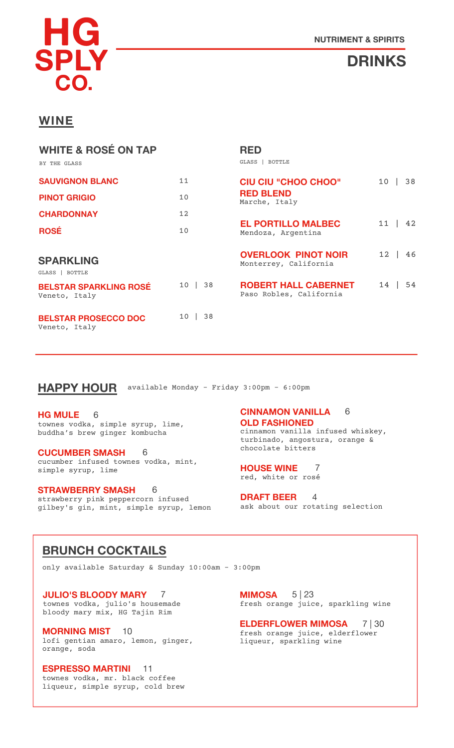# HG SPLY CO.

NUTRIMENT & SPIRITS

## DRINKS

## WINE

### WHITE & ROSÉ ON TAP

BY THE GLASS

| | |
|---|---|
| **SAUVIGNON BLANC** | 11 |
| **PINOT GRIGIO** | 10 |
| **CHARDONNAY** | 12 |
| **ROSÉ** | 10 |

### SPARKLING

GLASS | BOTTLE

| | |
|---|---|
| **BELSTAR SPARKLING ROSÉ** Veneto, Italy | 10 \| 38 |
| **BELSTAR PROSECCO DOC** Veneto, Italy | 10 \| 38 |

### RED

GLASS | BOTTLE

| | |
|---|---|
| **CIU CIU "CHOO CHOO" RED BLEND** Marche, Italy | 10 \| 38 |
| **EL PORTILLO MALBEC** Mendoza, Argentina | 11 \| 42 |
| **OVERLOOK PINOT NOIR** Monterrey, California | 12 \| 46 |
| **ROBERT HALL CABERNET** Paso Robles, California | 14 \| 54 |

## HAPPY HOUR

available Monday - Friday 3:00pm - 6:00pm

**HG MULE** 6
townes vodka, simple syrup, lime, buddha's brew ginger kombucha

**CUCUMBER SMASH** 6
cucumber infused townes vodka, mint, simple syrup, lime

**STRAWBERRY SMASH** 6
strawberry pink peppercorn infused gilbey's gin, mint, simple syrup, lemon

**CINNAMON VANILLA OLD FASHIONED** 6
cinnamon vanilla infused whiskey, turbinado, angostura, orange & chocolate bitters

**HOUSE WINE** 7
red, white or rosé

**DRAFT BEER** 4
ask about our rotating selection

## BRUNCH COCKTAILS

only available Saturday & Sunday 10:00am - 3:00pm

**JULIO'S BLOODY MARY** 7
townes vodka, julio's housemade bloody mary mix, HG Tajin Rim

**MORNING MIST** 10
lofi gentian amaro, lemon, ginger, orange, soda

**ESPRESSO MARTINI** 11
townes vodka, mr. black coffee liqueur, simple syrup, cold brew

**MIMOSA** 5 | 23
fresh orange juice, sparkling wine

**ELDERFLOWER MIMOSA** 7 | 30
fresh orange juice, elderflower liqueur, sparkling wine